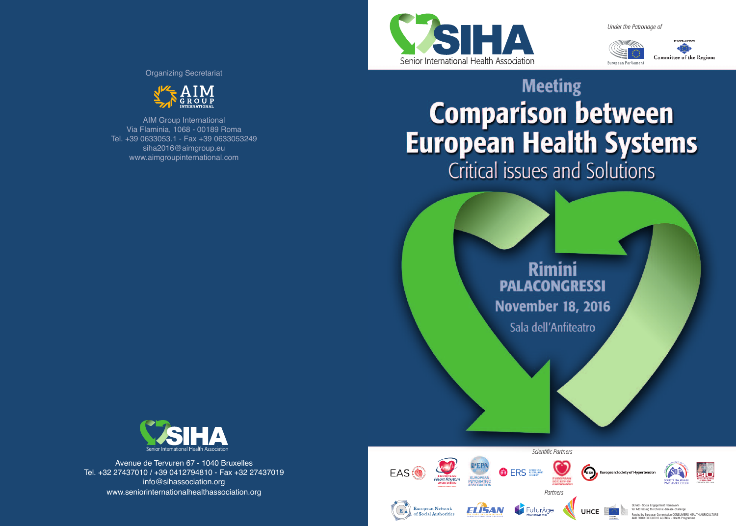Organizing Secretariat

AIM GROUP INTERNATIONAL

AIM Group International
Via Flaminia, 1068 - 00189 Roma
Tel. +39 0633053.1 - Fax +39 0633053249
siha2016@aimgroup.eu
www.aimgroupinternational.com

SIHA
Senior International Health Association

Avenue de Tervuren 67 - 1040 Bruxelles
Tel. +32 27437010 / +39 0412794810 - Fax +32 27437019
info@sihassociation.org
www.seniorinternationalhealthassociation.org

SIHA
Senior International Health Association

*Under the Patronage of*

European Parliament

Committee of the Regions

# Meeting

# Comparison between European Health Systems

## Critical issues and Solutions

**Rimini**
**PALACONGRESSI**
**November 18, 2016**
Sala dell'Anfiteatro

*Scientific Partners*

EAS · European Heart Rhythm Association · EPA European Psychiatric Association · ERS European Respiratory Society · European Society of Cardiology · European Society of Hypertension · SIP Società Italiana di Pneumologia · SIU Società Italiana di Urologia

*Partners*

European Network of Social Authorities · ELISAN · FuturÂge · UHCE · European Commission

SEFAC - Social Engagement Framework for Addressing the Chronic-disease-challenge
Funded by European Commission CONSUMERS HEALTH AGRICULTURE AND FOOD EXECUTIVE AGENCY - Health Programme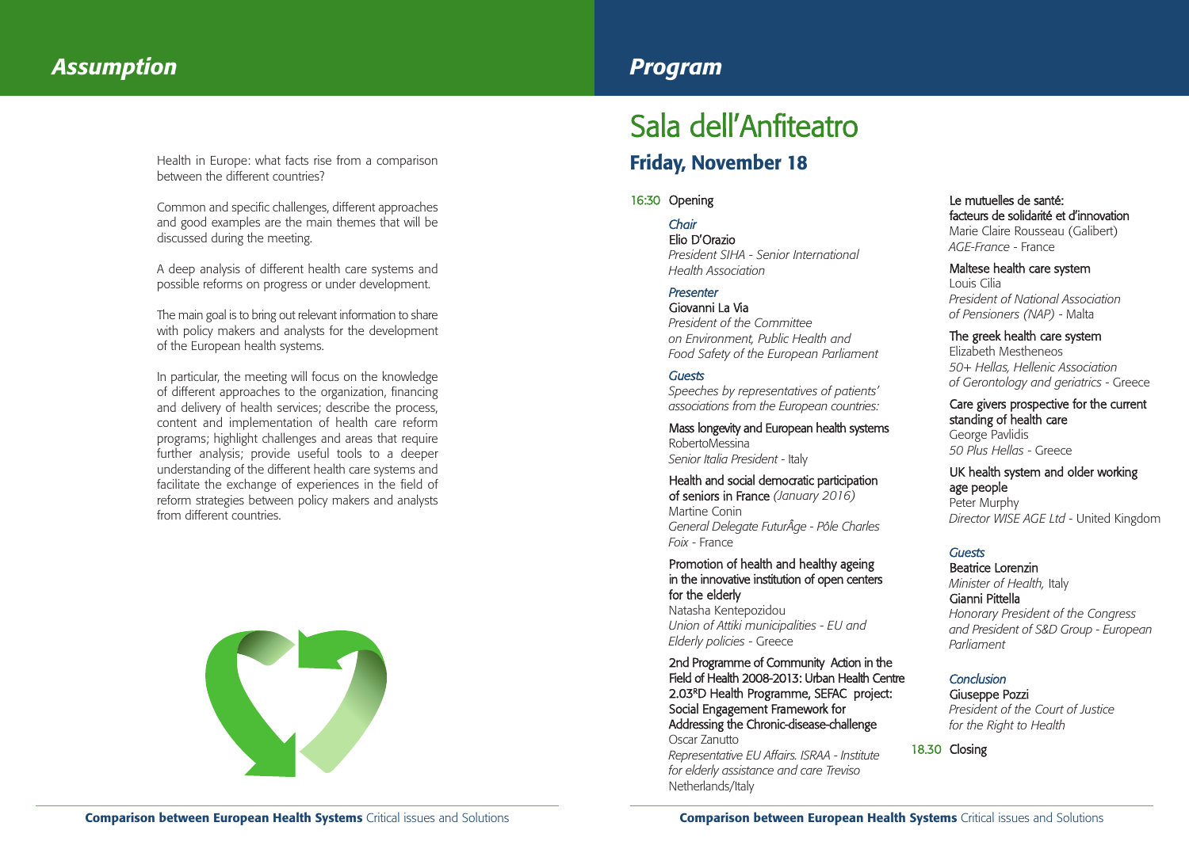## Assumption

Health in Europe: what facts rise from a comparison between the different countries?

Common and specific challenges, different approaches and good examples are the main themes that will be discussed during the meeting.

A deep analysis of different health care systems and possible reforms on progress or under development.

The main goal is to bring out relevant information to share with policy makers and analysts for the development of the European health systems.

In particular, the meeting will focus on the knowledge of different approaches to the organization, financing and delivery of health services; describe the process, content and implementation of health care reform programs; highlight challenges and areas that require further analysis; provide useful tools to a deeper understanding of the different health care systems and facilitate the exchange of experiences in the field of reform strategies between policy makers and analysts from different countries.

## Program

# Sala dell'Anfiteatro

### Friday, November 18

16:30 Opening

*Chair*
Elio D'Orazio
*President SIHA - Senior International Health Association*

*Presenter*
Giovanni La Via
*President of the Committee on Environment, Public Health and Food Safety of the European Parliament*

*Guests*
*Speeches by representatives of patients' associations from the European countries:*

Mass longevity and European health systems
RobertoMessina
*Senior Italia President* - Italy

Health and social democratic participation of seniors in France *(January 2016)*
Martine Conin
*General Delegate FuturÂge - Pôle Charles Foix* - France

Promotion of health and healthy ageing in the innovative institution of open centers for the elderly
Natasha Kentepozidou
*Union of Attiki municipalities - EU and Elderly policies* - Greece

2nd Programme of Community Action in the Field of Health 2008-2013: Urban Health Centre 2.03RD Health Programme, SEFAC project: Social Engagement Framework for Addressing the Chronic-disease-challenge
Oscar Zanutto
*Representative EU Affairs. ISRAA - Institute for elderly assistance and care Treviso*
Netherlands/Italy

Le mutuelles de santé: facteurs de solidarité et d'innovation
Marie Claire Rousseau (Galibert)
*AGE-France* - France

Maltese health care system
Louis Cilia
*President of National Association of Pensioners (NAP)* - Malta

The greek health care system
Elizabeth Mestheneos
*50+ Hellas, Hellenic Association of Gerontology and geriatrics* - Greece

Care givers prospective for the current standing of health care
George Pavlidis
*50 Plus Hellas* - Greece

UK health system and older working age people
Peter Murphy
*Director WISE AGE Ltd* - United Kingdom

*Guests*
Beatrice Lorenzin
*Minister of Health,* Italy
Gianni Pittella
*Honorary President of the Congress and President of S&D Group - European Parliament*

*Conclusion*
Giuseppe Pozzi
*President of the Court of Justice for the Right to Health*

18.30 Closing